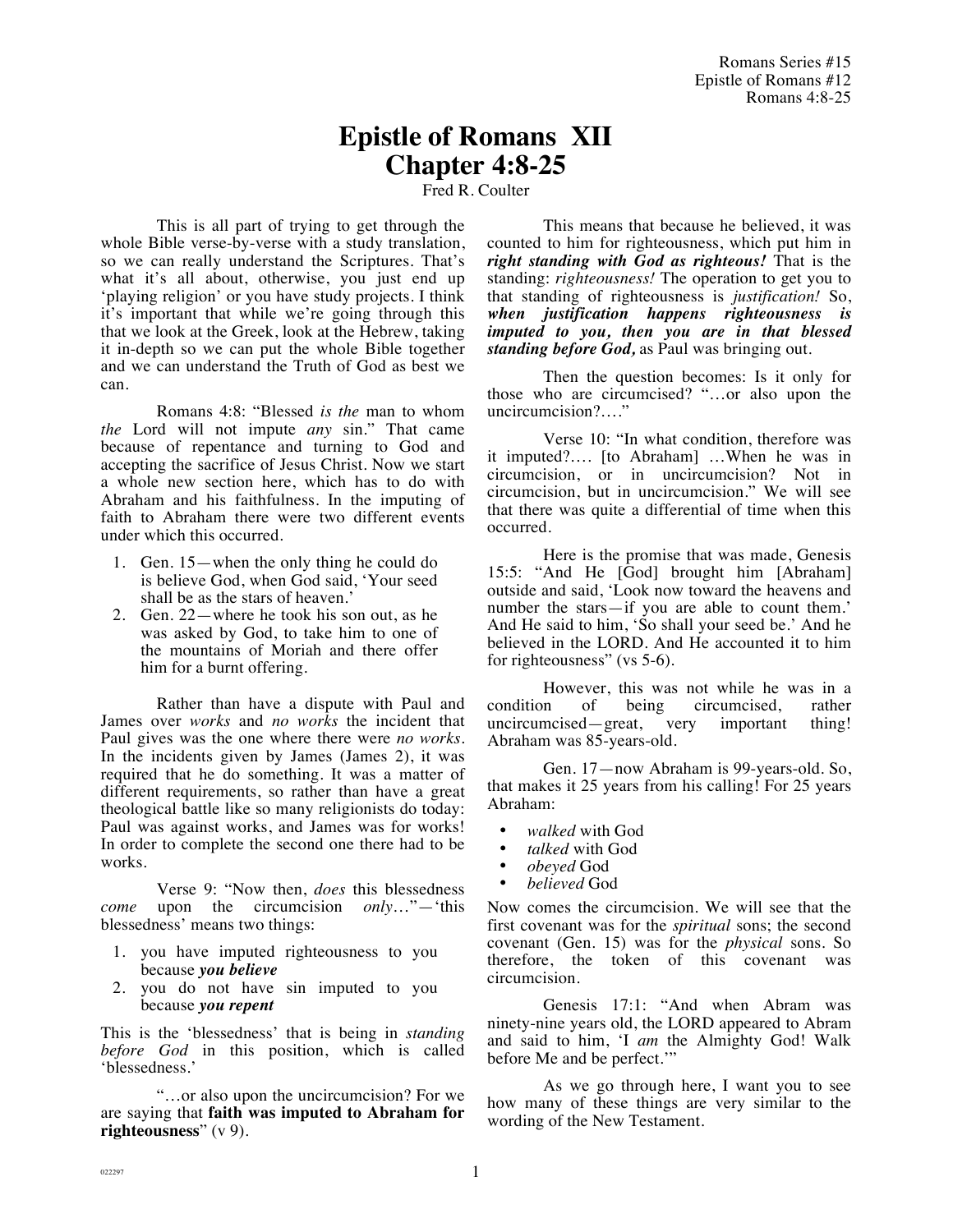Romans Series #15
Epistle of Romans #12
Romans 4:8-25

# Epistle of Romans XII
# Chapter 4:8-25

Fred R. Coulter

This is all part of trying to get through the whole Bible verse-by-verse with a study translation, so we can really understand the Scriptures. That's what it's all about, otherwise, you just end up 'playing religion' or you have study projects. I think it's important that while we're going through this that we look at the Greek, look at the Hebrew, taking it in-depth so we can put the whole Bible together and we can understand the Truth of God as best we can.

Romans 4:8: "Blessed *is the* man to whom *the* Lord will not impute *any* sin." That came because of repentance and turning to God and accepting the sacrifice of Jesus Christ. Now we start a whole new section here, which has to do with Abraham and his faithfulness. In the imputing of faith to Abraham there were two different events under which this occurred.

1. Gen. 15—when the only thing he could do is believe God, when God said, 'Your seed shall be as the stars of heaven.'
2. Gen. 22—where he took his son out, as he was asked by God, to take him to one of the mountains of Moriah and there offer him for a burnt offering.

Rather than have a dispute with Paul and James over *works* and *no works* the incident that Paul gives was the one where there were *no works*. In the incidents given by James (James 2), it was required that he do something. It was a matter of different requirements, so rather than have a great theological battle like so many religionists do today: Paul was against works, and James was for works! In order to complete the second one there had to be works.

Verse 9: "Now then, *does* this blessedness *come* upon the circumcision *only*…"—'this blessedness' means two things:

1. you have imputed righteousness to you because ***you believe***
2. you do not have sin imputed to you because ***you repent***

This is the 'blessedness' that is being in *standing before God* in this position, which is called 'blessedness.'

"…or also upon the uncircumcision? For we are saying that **faith was imputed to Abraham for righteousness**" (v 9).

This means that because he believed, it was counted to him for righteousness, which put him in ***right standing with God as righteous!*** That is the standing: *righteousness!* The operation to get you to that standing of righteousness is *justification!* So, ***when justification happens righteousness is imputed to you, then you are in that blessed standing before God,*** as Paul was bringing out.

Then the question becomes: Is it only for those who are circumcised? "…or also upon the uncircumcision?…."

Verse 10: "In what condition, therefore was it imputed?…. [to Abraham] …When he was in circumcision, or in uncircumcision? Not in circumcision, but in uncircumcision." We will see that there was quite a differential of time when this occurred.

Here is the promise that was made, Genesis 15:5: "And He [God] brought him [Abraham] outside and said, 'Look now toward the heavens and number the stars—if you are able to count them.' And He said to him, 'So shall your seed be.' And he believed in the LORD. And He accounted it to him for righteousness" (vs 5-6).

However, this was not while he was in a condition of being circumcised, rather uncircumcised—great, very important thing! Abraham was 85-years-old.

Gen. 17—now Abraham is 99-years-old. So, that makes it 25 years from his calling! For 25 years Abraham:

- *walked* with God
- *talked* with God
- *obeyed* God
- *believed* God

Now comes the circumcision. We will see that the first covenant was for the *spiritual* sons; the second covenant (Gen. 15) was for the *physical* sons. So therefore, the token of this covenant was circumcision.

Genesis 17:1: "And when Abram was ninety-nine years old, the LORD appeared to Abram and said to him, 'I *am* the Almighty God! Walk before Me and be perfect.'"

As we go through here, I want you to see how many of these things are very similar to the wording of the New Testament.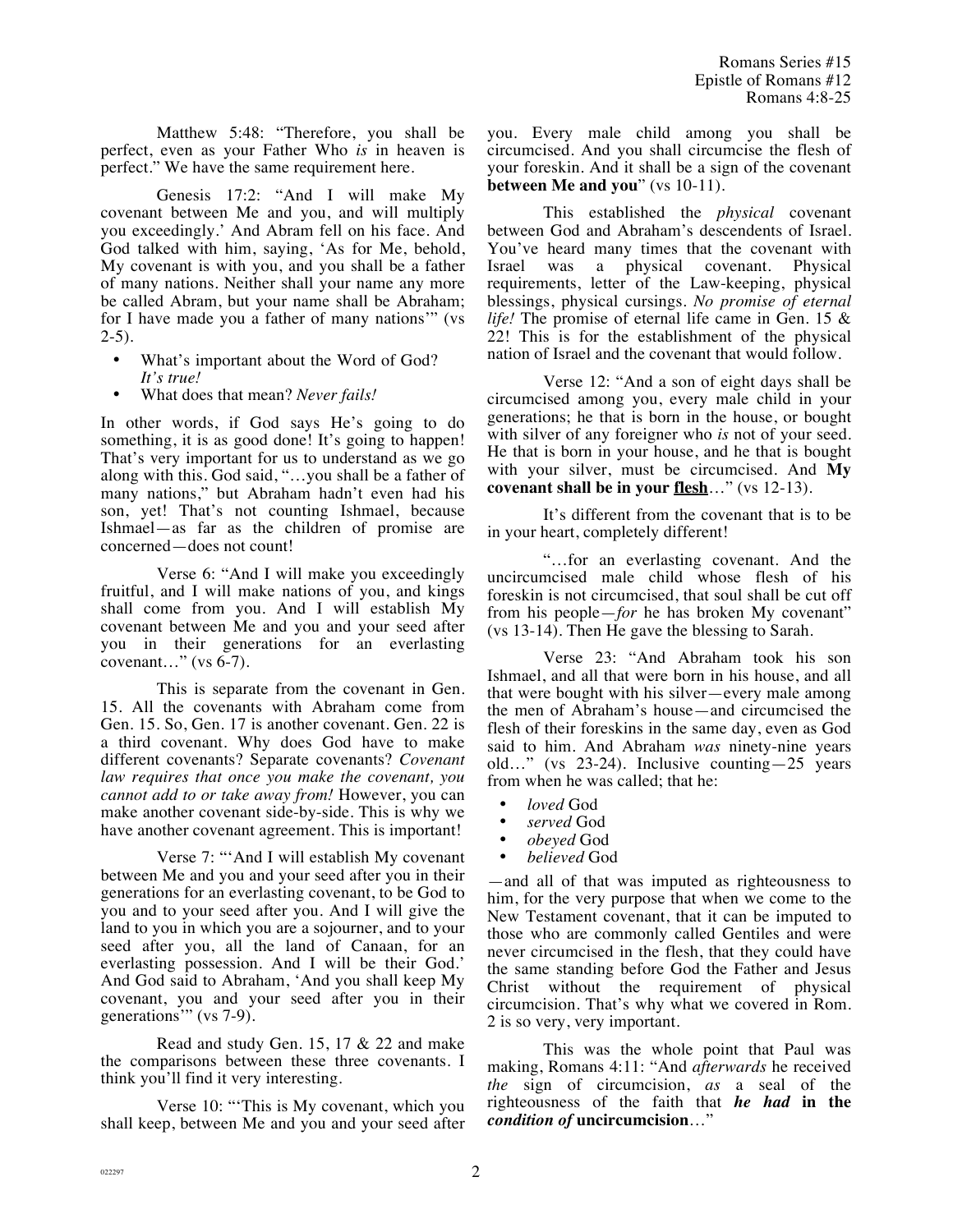Matthew 5:48: "Therefore, you shall be perfect, even as your Father Who *is* in heaven is perfect." We have the same requirement here.

Genesis 17:2: "And I will make My covenant between Me and you, and will multiply you exceedingly.' And Abram fell on his face. And God talked with him, saying, 'As for Me, behold, My covenant is with you, and you shall be a father of many nations. Neither shall your name any more be called Abram, but your name shall be Abraham; for I have made you a father of many nations'" (vs 2-5).

- What's important about the Word of God? *It's true!*
- What does that mean? *Never fails!*

In other words, if God says He's going to do something, it is as good done! It's going to happen! That's very important for us to understand as we go along with this. God said, "…you shall be a father of many nations," but Abraham hadn't even had his son, yet! That's not counting Ishmael, because Ishmael—as far as the children of promise are concerned—does not count!

Verse 6: "And I will make you exceedingly fruitful, and I will make nations of you, and kings shall come from you. And I will establish My covenant between Me and you and your seed after you in their generations for an everlasting covenant…" (vs 6-7).

This is separate from the covenant in Gen. 15. All the covenants with Abraham come from Gen. 15. So, Gen. 17 is another covenant. Gen. 22 is a third covenant. Why does God have to make different covenants? Separate covenants? *Covenant law requires that once you make the covenant, you cannot add to or take away from!* However, you can make another covenant side-by-side. This is why we have another covenant agreement. This is important!

Verse 7: "'And I will establish My covenant between Me and you and your seed after you in their generations for an everlasting covenant, to be God to you and to your seed after you. And I will give the land to you in which you are a sojourner, and to your seed after you, all the land of Canaan, for an everlasting possession. And I will be their God.' And God said to Abraham, 'And you shall keep My covenant, you and your seed after you in their generations'" (vs 7-9).

Read and study Gen. 15, 17 & 22 and make the comparisons between these three covenants. I think you'll find it very interesting.

Verse 10: "'This is My covenant, which you shall keep, between Me and you and your seed after you. Every male child among you shall be circumcised. And you shall circumcise the flesh of your foreskin. And it shall be a sign of the covenant **between Me and you**" (vs 10-11).

This established the *physical* covenant between God and Abraham's descendents of Israel. You've heard many times that the covenant with Israel was a physical covenant. Physical requirements, letter of the Law-keeping, physical blessings, physical cursings. *No promise of eternal life!* The promise of eternal life came in Gen. 15 & 22! This is for the establishment of the physical nation of Israel and the covenant that would follow.

Verse 12: "And a son of eight days shall be circumcised among you, every male child in your generations; he that is born in the house, or bought with silver of any foreigner who *is* not of your seed. He that is born in your house, and he that is bought with your silver, must be circumcised. And **My covenant shall be in your <u>flesh</u>**…" (vs 12-13).

It's different from the covenant that is to be in your heart, completely different!

"…for an everlasting covenant. And the uncircumcised male child whose flesh of his foreskin is not circumcised, that soul shall be cut off from his people—*for* he has broken My covenant" (vs 13-14). Then He gave the blessing to Sarah.

Verse 23: "And Abraham took his son Ishmael, and all that were born in his house, and all that were bought with his silver—every male among the men of Abraham's house—and circumcised the flesh of their foreskins in the same day, even as God said to him. And Abraham *was* ninety-nine years old…" (vs 23-24). Inclusive counting—25 years from when he was called; that he:

- *loved* God
- *served* God
- *obeyed* God
- *believed* God

—and all of that was imputed as righteousness to him, for the very purpose that when we come to the New Testament covenant, that it can be imputed to those who are commonly called Gentiles and were never circumcised in the flesh, that they could have the same standing before God the Father and Jesus Christ without the requirement of physical circumcision. That's why what we covered in Rom. 2 is so very, very important.

This was the whole point that Paul was making, Romans 4:11: "And *afterwards* he received *the* sign of circumcision, *as* a seal of the righteousness of the faith that ***he had* in the *condition of* uncircumcision**…"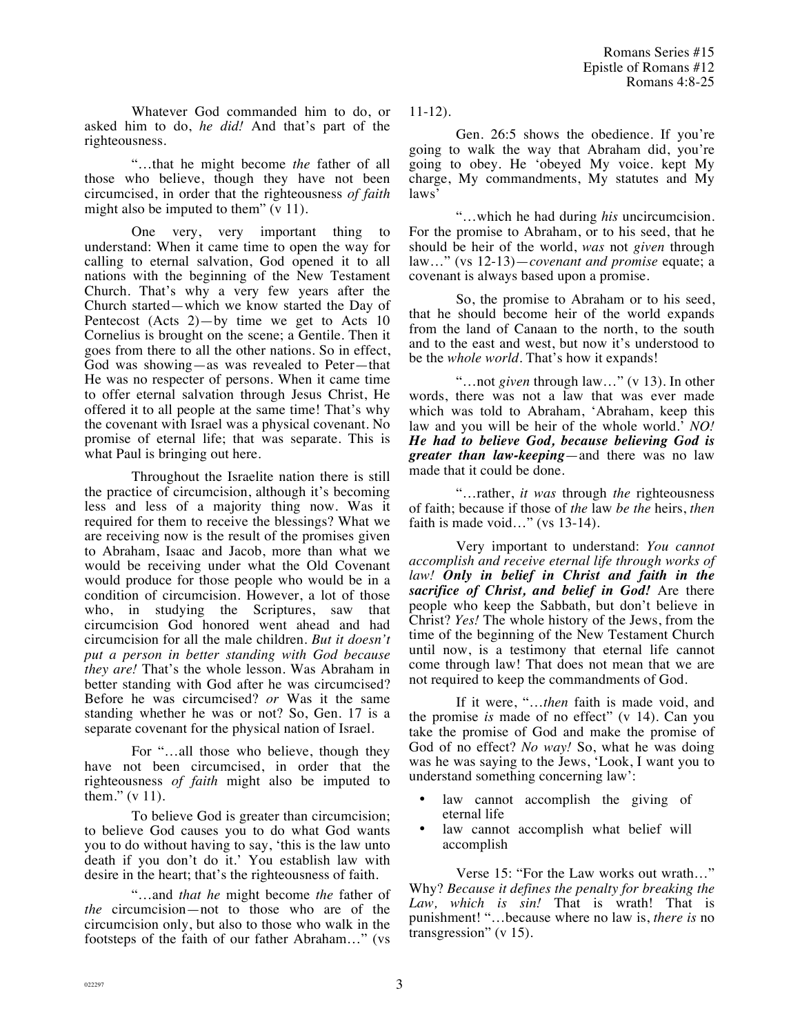Whatever God commanded him to do, or asked him to do, *he did!* And that's part of the righteousness.

"…that he might become *the* father of all those who believe, though they have not been circumcised, in order that the righteousness *of faith* might also be imputed to them" (v 11).

One very, very important thing to understand: When it came time to open the way for calling to eternal salvation, God opened it to all nations with the beginning of the New Testament Church. That's why a very few years after the Church started—which we know started the Day of Pentecost (Acts 2)—by time we get to Acts 10 Cornelius is brought on the scene; a Gentile. Then it goes from there to all the other nations. So in effect, God was showing—as was revealed to Peter—that He was no respecter of persons. When it came time to offer eternal salvation through Jesus Christ, He offered it to all people at the same time! That's why the covenant with Israel was a physical covenant. No promise of eternal life; that was separate. This is what Paul is bringing out here.

Throughout the Israelite nation there is still the practice of circumcision, although it's becoming less and less of a majority thing now. Was it required for them to receive the blessings? What we are receiving now is the result of the promises given to Abraham, Isaac and Jacob, more than what we would be receiving under what the Old Covenant would produce for those people who would be in a condition of circumcision. However, a lot of those who, in studying the Scriptures, saw that circumcision God honored went ahead and had circumcision for all the male children. *But it doesn't put a person in better standing with God because they are!* That's the whole lesson. Was Abraham in better standing with God after he was circumcised? Before he was circumcised? *or* Was it the same standing whether he was or not? So, Gen. 17 is a separate covenant for the physical nation of Israel.

For "…all those who believe, though they have not been circumcised, in order that the righteousness *of faith* might also be imputed to them." (v 11).

To believe God is greater than circumcision; to believe God causes you to do what God wants you to do without having to say, 'this is the law unto death if you don't do it.' You establish law with desire in the heart; that's the righteousness of faith.

"…and *that he* might become *the* father of *the* circumcision—not to those who are of the circumcision only, but also to those who walk in the footsteps of the faith of our father Abraham…" (vs 11-12).

Gen. 26:5 shows the obedience. If you're going to walk the way that Abraham did, you're going to obey. He 'obeyed My voice. kept My charge, My commandments, My statutes and My laws'

"…which he had during *his* uncircumcision. For the promise to Abraham, or to his seed, that he should be heir of the world, *was* not *given* through law…" (vs 12-13)—*covenant and promise* equate; a covenant is always based upon a promise.

So, the promise to Abraham or to his seed, that he should become heir of the world expands from the land of Canaan to the north, to the south and to the east and west, but now it's understood to be the *whole world*. That's how it expands!

"…not *given* through law…" (v 13). In other words, there was not a law that was ever made which was told to Abraham, 'Abraham, keep this law and you will be heir of the whole world.' *NO! **He had to believe God, because believing God is greater than law-keeping***—and there was no law made that it could be done.

"…rather, *it was* through *the* righteousness of faith; because if those of *the* law *be the* heirs, *then* faith is made void…" (vs 13-14).

Very important to understand: *You cannot accomplish and receive eternal life through works of law! **Only in belief in Christ and faith in the sacrifice of Christ, and belief in God!*** Are there people who keep the Sabbath, but don't believe in Christ? *Yes!* The whole history of the Jews, from the time of the beginning of the New Testament Church until now, is a testimony that eternal life cannot come through law! That does not mean that we are not required to keep the commandments of God.

If it were, "…*then* faith is made void, and the promise *is* made of no effect" (v 14). Can you take the promise of God and make the promise of God of no effect? *No way!* So, what he was doing was he was saying to the Jews, 'Look, I want you to understand something concerning law':

- law cannot accomplish the giving of eternal life
- law cannot accomplish what belief will accomplish

Verse 15: "For the Law works out wrath…" Why? *Because it defines the penalty for breaking the Law, which is sin!* That is wrath! That is punishment! "…because where no law is, *there is* no transgression" (v 15).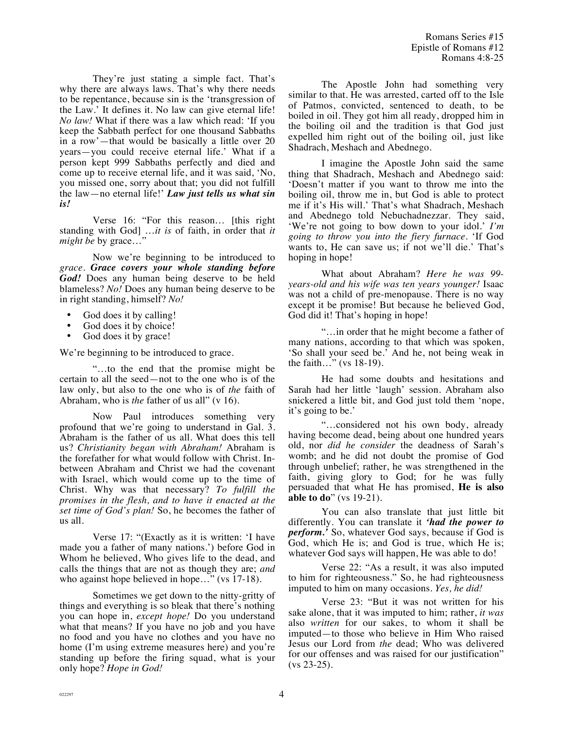They're just stating a simple fact. That's why there are always laws. That's why there needs to be repentance, because sin is the 'transgression of the Law.' It defines it. No law can give eternal life! *No law!* What if there was a law which read: 'If you keep the Sabbath perfect for one thousand Sabbaths in a row'—that would be basically a little over 20 years—you could receive eternal life.' What if a person kept 999 Sabbaths perfectly and died and come up to receive eternal life, and it was said, 'No, you missed one, sorry about that; you did not fulfill the law—no eternal life!' ***Law just tells us what sin is!***

Verse 16: "For this reason… [this right standing with God] …*it is* of faith, in order that *it might be* by grace…"

Now we're beginning to be introduced to *grace*. ***Grace covers your whole standing before God!*** Does any human being deserve to be held blameless? *No!* Does any human being deserve to be in right standing, himself? *No!*

- God does it by calling!
- God does it by choice!
- God does it by grace!

We're beginning to be introduced to grace.

"…to the end that the promise might be certain to all the seed—not to the one who is of the law only, but also to the one who is of *the* faith of Abraham, who is *the* father of us all" (v 16).

Now Paul introduces something very profound that we're going to understand in Gal. 3. Abraham is the father of us all. What does this tell us? *Christianity began with Abraham!* Abraham is the forefather for what would follow with Christ. In-between Abraham and Christ we had the covenant with Israel, which would come up to the time of Christ. Why was that necessary? *To fulfill the promises in the flesh, and to have it enacted at the set time of God's plan!* So, he becomes the father of us all.

Verse 17: "(Exactly as it is written: 'I have made you a father of many nations.') before God in Whom he believed, Who gives life to the dead, and calls the things that are not as though they are; *and* who against hope believed in hope…" (vs 17-18).

Sometimes we get down to the nitty-gritty of things and everything is so bleak that there's nothing you can hope in, *except hope!* Do you understand what that means? If you have no job and you have no food and you have no clothes and you have no home (I'm using extreme measures here) and you're standing up before the firing squad, what is your only hope? *Hope in God!*

The Apostle John had something very similar to that. He was arrested, carted off to the Isle of Patmos, convicted, sentenced to death, to be boiled in oil. They got him all ready, dropped him in the boiling oil and the tradition is that God just expelled him right out of the boiling oil, just like Shadrach, Meshach and Abednego.

I imagine the Apostle John said the same thing that Shadrach, Meshach and Abednego said: 'Doesn't matter if you want to throw me into the boiling oil, throw me in, but God is able to protect me if it's His will.' That's what Shadrach, Meshach and Abednego told Nebuchadnezzar. They said, 'We're not going to bow down to your idol.' *I'm going to throw you into the fiery furnace*. 'If God wants to, He can save us; if not we'll die.' That's hoping in hope!

What about Abraham? *Here he was 99-years-old and his wife was ten years younger!* Isaac was not a child of pre-menopause. There is no way except it be promise! But because he believed God, God did it! That's hoping in hope!

"…in order that he might become a father of many nations, according to that which was spoken, 'So shall your seed be.' And he, not being weak in the faith…" (vs 18-19).

He had some doubts and hesitations and Sarah had her little 'laugh' session. Abraham also snickered a little bit, and God just told them 'nope, it's going to be.'

"…considered not his own body, already having become dead, being about one hundred years old, nor *did he consider* the deadness of Sarah's womb; and he did not doubt the promise of God through unbelief; rather, he was strengthened in the faith, giving glory to God; for he was fully persuaded that what He has promised, **He is also able to do**" (vs 19-21).

You can also translate that just little bit differently. You can translate it ***'had the power to perform.'*** So, whatever God says, because if God is God, which He is; and God is true, which He is; whatever God says will happen, He was able to do!

Verse 22: "As a result, it was also imputed to him for righteousness." So, he had righteousness imputed to him on many occasions. *Yes, he did!*

Verse 23: "But it was not written for his sake alone, that it was imputed to him; rather, *it was* also *written* for our sakes, to whom it shall be imputed—to those who believe in Him Who raised Jesus our Lord from *the* dead; Who was delivered for our offenses and was raised for our justification" (vs 23-25).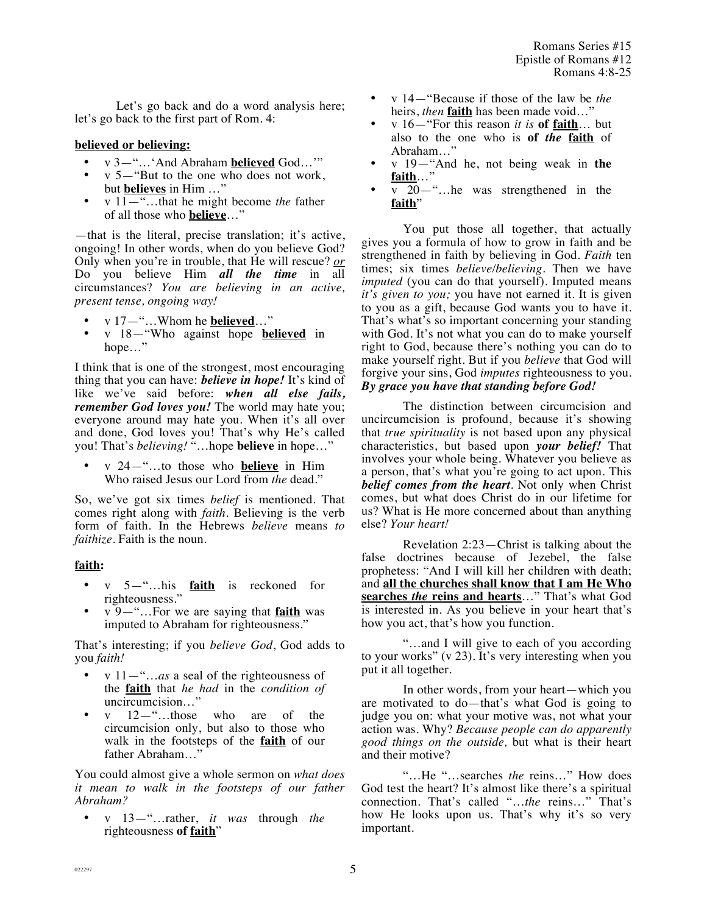Let's go back and do a word analysis here; let's go back to the first part of Rom. 4:

**believed or believing:**

- v 3—"…'And Abraham **believed** God…'"
- v 5—"But to the one who does not work, but **believes** in Him …"
- v 11—"…that he might become *the* father of all those who **believe**…"

—that is the literal, precise translation; it's active, ongoing! In other words, when do you believe God? Only when you're in trouble, that He will rescue? *or* Do you believe Him ***all the time*** in all circumstances? *You are believing in an active, present tense, ongoing way!*

- v 17—"…Whom he **believed**…"
- v 18—"Who against hope **believed** in hope…"

I think that is one of the strongest, most encouraging thing that you can have: ***believe in hope!*** It's kind of like we've said before: ***when all else fails, remember God loves you!*** The world may hate you; everyone around may hate you. When it's all over and done, God loves you! That's why He's called you! That's *believing!* "…hope **believe** in hope…"

- v 24—"…to those who **believe** in Him Who raised Jesus our Lord from *the* dead."

So, we've got six times *belief* is mentioned. That comes right along with *faith*. Believing is the verb form of faith. In the Hebrews *believe* means *to faithize*. Faith is the noun.

**faith:**

- v 5—"…his **faith** is reckoned for righteousness."
- v 9—"…For we are saying that **faith** was imputed to Abraham for righteousness."

That's interesting; if you *believe God*, God adds to you *faith!*

- v 11—"…*as* a seal of the righteousness of the **faith** that *he had* in the *condition of* uncircumcision…"
- v 12—"…those who are of the circumcision only, but also to those who walk in the footsteps of the **faith** of our father Abraham…"

You could almost give a whole sermon on *what does it mean to walk in the footsteps of our father Abraham?*

- v 13—"…rather, *it was* through *the* righteousness **of faith**"
- v 14—"Because if those of the law be *the* heirs, *then* **faith** has been made void…"
- v 16—"For this reason *it is* **of faith**… but also to the one who is **of *the* faith** of Abraham…"
- v 19—"And he, not being weak in **the faith**…"
- v 20—"…he was strengthened in the **faith**"

You put those all together, that actually gives you a formula of how to grow in faith and be strengthened in faith by believing in God. *Faith* ten times; six times *believe/believing*. Then we have *imputed* (you can do that yourself). Imputed means *it's given to you;* you have not earned it. It is given to you as a gift, because God wants you to have it. That's what's so important concerning your standing with God. It's not what you can do to make yourself right to God, because there's nothing you can do to make yourself right. But if you *believe* that God will forgive your sins, God *imputes* righteousness to you. ***By grace you have that standing before God!***

The distinction between circumcision and uncircumcision is profound, because it's showing that *true spirituality* is not based upon any physical characteristics, but based upon ***your belief!*** That involves your whole being. Whatever you believe as a person, that's what you're going to act upon. This ***belief comes from the heart***. Not only when Christ comes, but what does Christ do in our lifetime for us? What is He more concerned about than anything else? *Your heart!*

Revelation 2:23—Christ is talking about the false doctrines because of Jezebel, the false prophetess: "And I will kill her children with death; and **all the churches shall know that I am He Who searches *the* reins and hearts**…" That's what God is interested in. As you believe in your heart that's how you act, that's how you function.

"…and I will give to each of you according to your works" (v 23). It's very interesting when you put it all together.

In other words, from your heart—which you are motivated to do—that's what God is going to judge you on: what your motive was, not what your action was. Why? *Because people can do apparently good things on the outside,* but what is their heart and their motive?

"…He "…searches *the* reins…" How does God test the heart? It's almost like there's a spiritual connection. That's called "…*the* reins…" That's how He looks upon us. That's why it's so very important.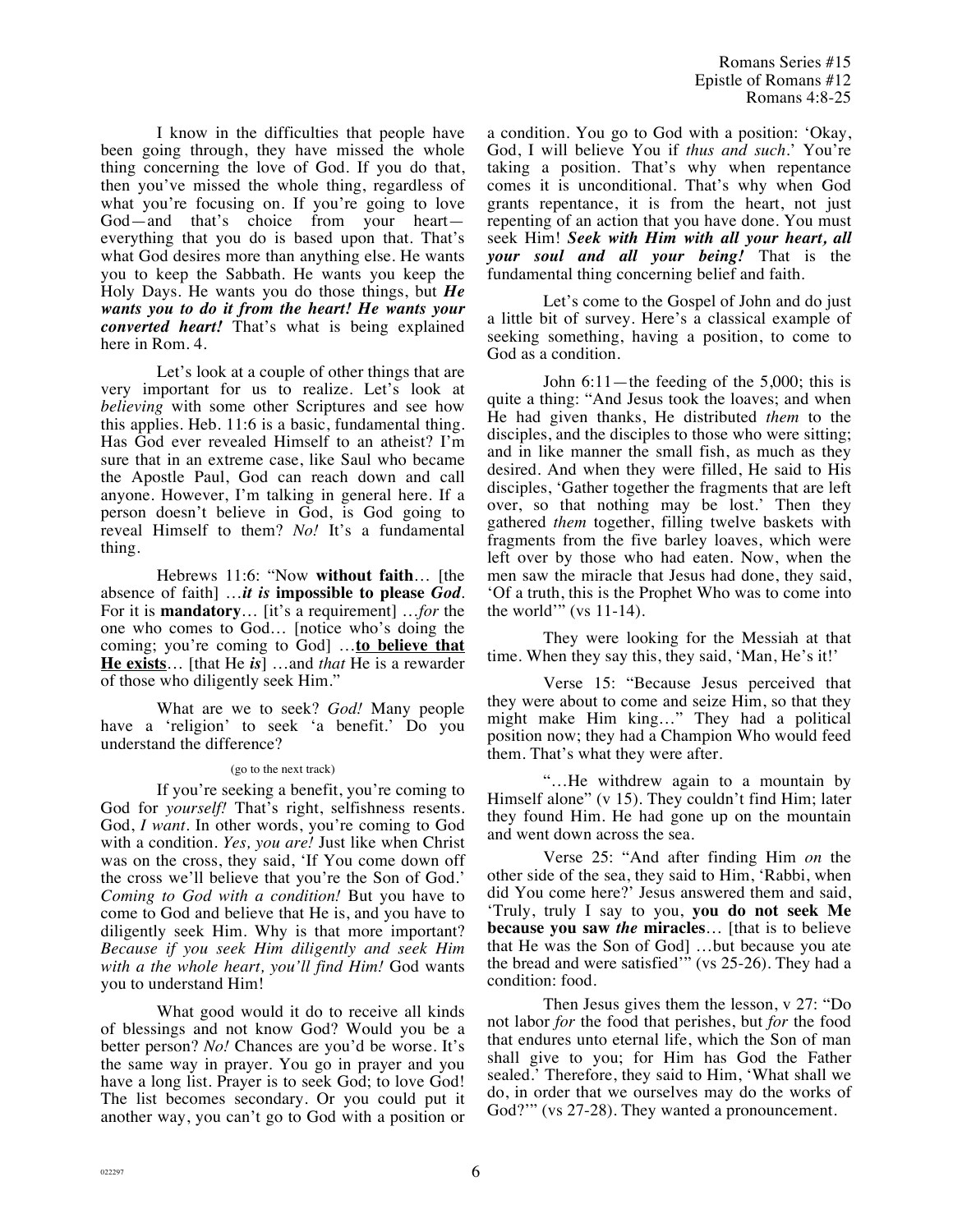I know in the difficulties that people have been going through, they have missed the whole thing concerning the love of God. If you do that, then you've missed the whole thing, regardless of what you're focusing on. If you're going to love God—and that's choice from your heart—everything that you do is based upon that. That's what God desires more than anything else. He wants you to keep the Sabbath. He wants you keep the Holy Days. He wants you do those things, but ***He wants you to do it from the heart! He wants your converted heart!*** That's what is being explained here in Rom. 4.

Let's look at a couple of other things that are very important for us to realize. Let's look at *believing* with some other Scriptures and see how this applies. Heb. 11:6 is a basic, fundamental thing. Has God ever revealed Himself to an atheist? I'm sure that in an extreme case, like Saul who became the Apostle Paul, God can reach down and call anyone. However, I'm talking in general here. If a person doesn't believe in God, is God going to reveal Himself to them? *No!* It's a fundamental thing.

Hebrews 11:6: "Now **without faith**… [the absence of faith] …***it is* impossible to please *God***. For it is **mandatory**… [it's a requirement] …*for* the one who comes to God… [notice who's doing the coming; you're coming to God] …**<u>to believe that He exists</u>**… [that He *is*] …and *that* He is a rewarder of those who diligently seek Him."

What are we to seek? *God!* Many people have a 'religion' to seek 'a benefit.' Do you understand the difference?

(go to the next track)

If you're seeking a benefit, you're coming to God for *yourself!* That's right, selfishness resents. God, *I want*. In other words, you're coming to God with a condition. *Yes, you are!* Just like when Christ was on the cross, they said, 'If You come down off the cross we'll believe that you're the Son of God.' *Coming to God with a condition!* But you have to come to God and believe that He is, and you have to diligently seek Him. Why is that more important? *Because if you seek Him diligently and seek Him with a the whole heart, you'll find Him!* God wants you to understand Him!

What good would it do to receive all kinds of blessings and not know God? Would you be a better person? *No!* Chances are you'd be worse. It's the same way in prayer. You go in prayer and you have a long list. Prayer is to seek God; to love God! The list becomes secondary. Or you could put it another way, you can't go to God with a position or a condition. You go to God with a position: 'Okay, God, I will believe You if *thus and such*.' You're taking a position. That's why when repentance comes it is unconditional. That's why when God grants repentance, it is from the heart, not just repenting of an action that you have done. You must seek Him! ***Seek with Him with all your heart, all your soul and all your being!*** That is the fundamental thing concerning belief and faith.

Let's come to the Gospel of John and do just a little bit of survey. Here's a classical example of seeking something, having a position, to come to God as a condition.

John 6:11—the feeding of the 5,000; this is quite a thing: "And Jesus took the loaves; and when He had given thanks, He distributed *them* to the disciples, and the disciples to those who were sitting; and in like manner the small fish, as much as they desired. And when they were filled, He said to His disciples, 'Gather together the fragments that are left over, so that nothing may be lost.' Then they gathered *them* together, filling twelve baskets with fragments from the five barley loaves, which were left over by those who had eaten. Now, when the men saw the miracle that Jesus had done, they said, 'Of a truth, this is the Prophet Who was to come into the world'" (vs 11-14).

They were looking for the Messiah at that time. When they say this, they said, 'Man, He's it!'

Verse 15: "Because Jesus perceived that they were about to come and seize Him, so that they might make Him king…" They had a political position now; they had a Champion Who would feed them. That's what they were after.

"…He withdrew again to a mountain by Himself alone" (v 15). They couldn't find Him; later they found Him. He had gone up on the mountain and went down across the sea.

Verse 25: "And after finding Him *on* the other side of the sea, they said to Him, 'Rabbi, when did You come here?' Jesus answered them and said, 'Truly, truly I say to you, **you do not seek Me because you saw *the* miracles**… [that is to believe that He was the Son of God] …but because you ate the bread and were satisfied'" (vs 25-26). They had a condition: food.

Then Jesus gives them the lesson, v 27: "Do not labor *for* the food that perishes, but *for* the food that endures unto eternal life, which the Son of man shall give to you; for Him has God the Father sealed.' Therefore, they said to Him, 'What shall we do, in order that we ourselves may do the works of God?'" (vs 27-28). They wanted a pronouncement.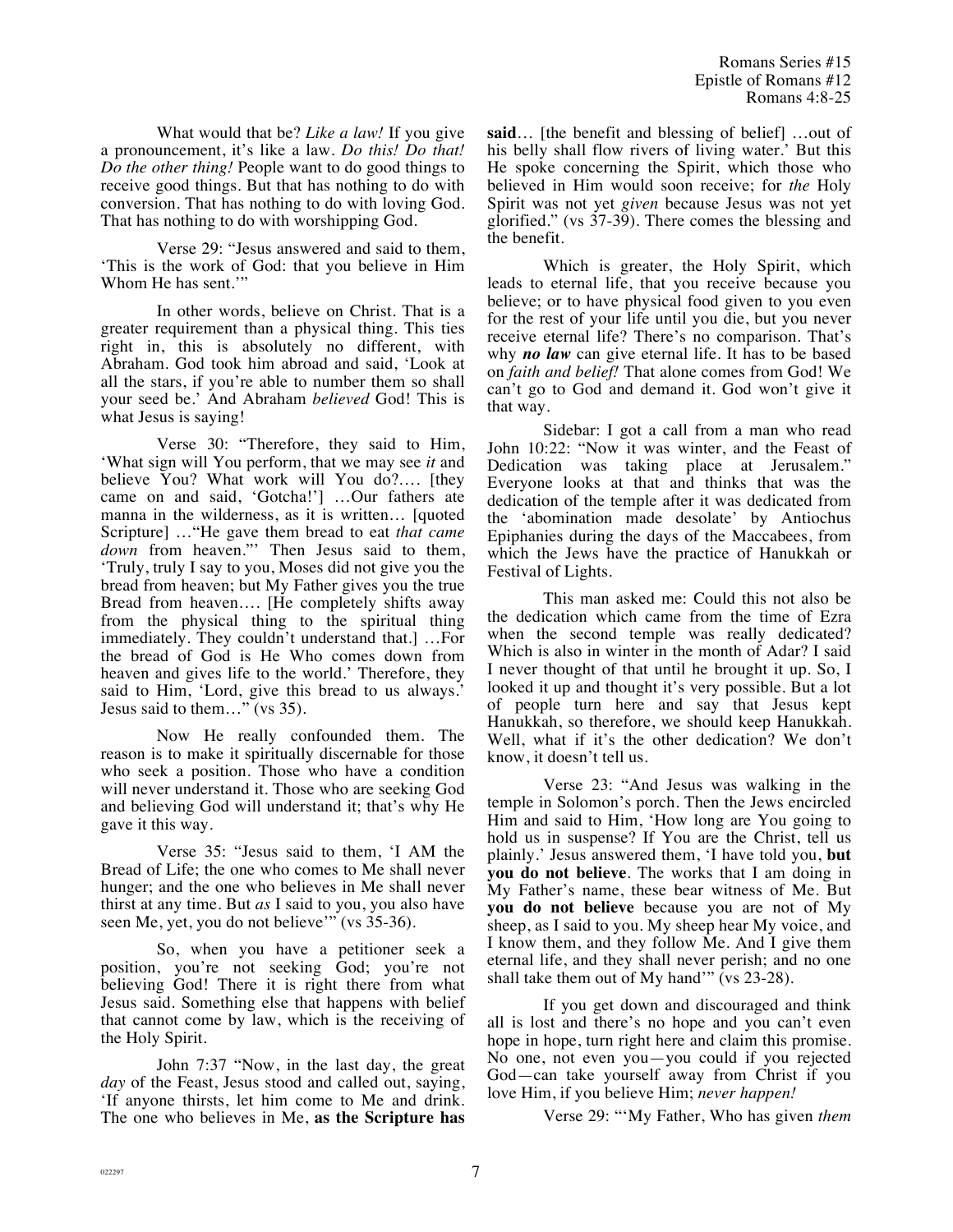What would that be? *Like a law!* If you give a pronouncement, it's like a law. *Do this! Do that! Do the other thing!* People want to do good things to receive good things. But that has nothing to do with conversion. That has nothing to do with loving God. That has nothing to do with worshipping God.

Verse 29: "Jesus answered and said to them, 'This is the work of God: that you believe in Him Whom He has sent.'"

In other words, believe on Christ. That is a greater requirement than a physical thing. This ties right in, this is absolutely no different, with Abraham. God took him abroad and said, 'Look at all the stars, if you're able to number them so shall your seed be.' And Abraham *believed* God! This is what Jesus is saying!

Verse 30: "Therefore, they said to Him, 'What sign will You perform, that we may see *it* and believe You? What work will You do?.... [they came on and said, 'Gotcha!'] …Our fathers ate manna in the wilderness, as it is written… [quoted Scripture] …"He gave them bread to eat *that came down* from heaven."' Then Jesus said to them, 'Truly, truly I say to you, Moses did not give you the bread from heaven; but My Father gives you the true Bread from heaven…. [He completely shifts away from the physical thing to the spiritual thing immediately. They couldn't understand that.] …For the bread of God is He Who comes down from heaven and gives life to the world.' Therefore, they said to Him, 'Lord, give this bread to us always.' Jesus said to them…" (vs 35).

Now He really confounded them. The reason is to make it spiritually discernable for those who seek a position. Those who have a condition will never understand it. Those who are seeking God and believing God will understand it; that's why He gave it this way.

Verse 35: "Jesus said to them, 'I AM the Bread of Life; the one who comes to Me shall never hunger; and the one who believes in Me shall never thirst at any time. But *as* I said to you, you also have seen Me, yet, you do not believe'" (vs 35-36).

So, when you have a petitioner seek a position, you're not seeking God; you're not believing God! There it is right there from what Jesus said. Something else that happens with belief that cannot come by law, which is the receiving of the Holy Spirit.

John 7:37 "Now, in the last day, the great *day* of the Feast, Jesus stood and called out, saying, 'If anyone thirsts, let him come to Me and drink. The one who believes in Me, **as the Scripture has said**… [the benefit and blessing of belief] …out of his belly shall flow rivers of living water.' But this He spoke concerning the Spirit, which those who believed in Him would soon receive; for *the* Holy Spirit was not yet *given* because Jesus was not yet glorified." (vs 37-39). There comes the blessing and the benefit.

Which is greater, the Holy Spirit, which leads to eternal life, that you receive because you believe; or to have physical food given to you even for the rest of your life until you die, but you never receive eternal life? There's no comparison. That's why ***no law*** can give eternal life. It has to be based on *faith and belief!* That alone comes from God! We can't go to God and demand it. God won't give it that way.

Sidebar: I got a call from a man who read John 10:22: "Now it was winter, and the Feast of Dedication was taking place at Jerusalem." Everyone looks at that and thinks that was the dedication of the temple after it was dedicated from the 'abomination made desolate' by Antiochus Epiphanies during the days of the Maccabees, from which the Jews have the practice of Hanukkah or Festival of Lights.

This man asked me: Could this not also be the dedication which came from the time of Ezra when the second temple was really dedicated? Which is also in winter in the month of Adar? I said I never thought of that until he brought it up. So, I looked it up and thought it's very possible. But a lot of people turn here and say that Jesus kept Hanukkah, so therefore, we should keep Hanukkah. Well, what if it's the other dedication? We don't know, it doesn't tell us.

Verse 23: "And Jesus was walking in the temple in Solomon's porch. Then the Jews encircled Him and said to Him, 'How long are You going to hold us in suspense? If You are the Christ, tell us plainly.' Jesus answered them, 'I have told you, **but you do not believe**. The works that I am doing in My Father's name, these bear witness of Me. But **you do not believe** because you are not of My sheep, as I said to you. My sheep hear My voice, and I know them, and they follow Me. And I give them eternal life, and they shall never perish; and no one shall take them out of My hand'" (vs 23-28).

If you get down and discouraged and think all is lost and there's no hope and you can't even hope in hope, turn right here and claim this promise. No one, not even you—you could if you rejected God—can take yourself away from Christ if you love Him, if you believe Him; *never happen!*

Verse 29: "'My Father, Who has given *them*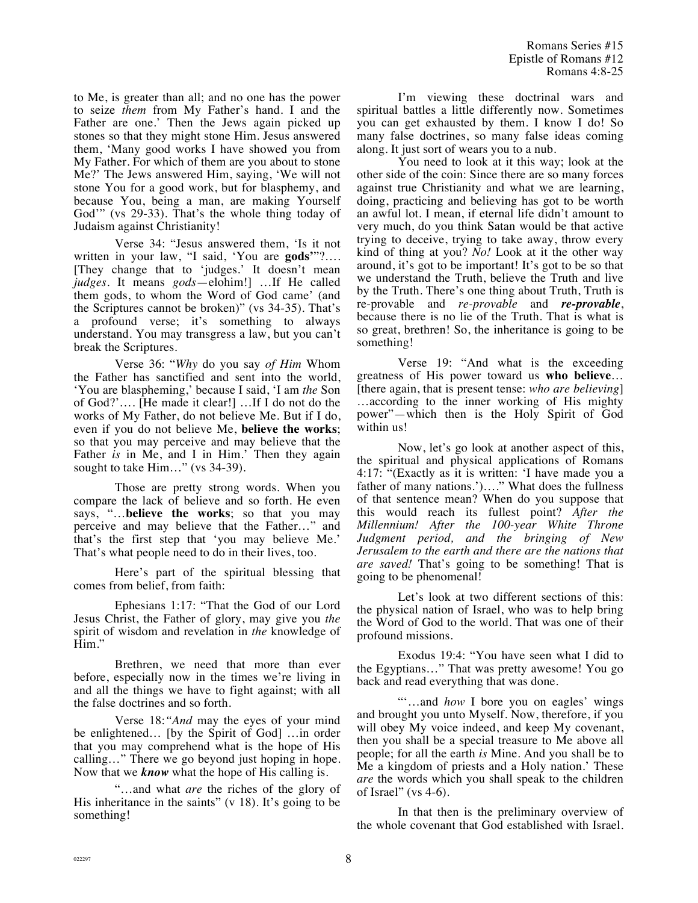to Me, is greater than all; and no one has the power to seize *them* from My Father's hand. I and the Father are one.' Then the Jews again picked up stones so that they might stone Him. Jesus answered them, 'Many good works I have showed you from My Father. For which of them are you about to stone Me?' The Jews answered Him, saying, 'We will not stone You for a good work, but for blasphemy, and because You, being a man, are making Yourself God'" (vs 29-33). That's the whole thing today of Judaism against Christianity!

Verse 34: "Jesus answered them, 'Is it not written in your law, "I said, 'You are **gods'**"?.... [They change that to 'judges.' It doesn't mean *judges*. It means *gods*—elohim!] …If He called them gods, to whom the Word of God came' (and the Scriptures cannot be broken)" (vs 34-35). That's a profound verse; it's something to always understand. You may transgress a law, but you can't break the Scriptures.

Verse 36: "*Why* do you say *of Him* Whom the Father has sanctified and sent into the world, 'You are blaspheming,' because I said, 'I am *the* Son of God?'.... [He made it clear!] …If I do not do the works of My Father, do not believe Me. But if I do, even if you do not believe Me, **believe the works**; so that you may perceive and may believe that the Father *is* in Me, and I in Him.' Then they again sought to take Him…" (vs 34-39).

Those are pretty strong words. When you compare the lack of believe and so forth. He even says, "…**believe the works**; so that you may perceive and may believe that the Father…" and that's the first step that 'you may believe Me.' That's what people need to do in their lives, too.

Here's part of the spiritual blessing that comes from belief, from faith:

Ephesians 1:17: "That the God of our Lord Jesus Christ, the Father of glory, may give you *the* spirit of wisdom and revelation in *the* knowledge of Him."

Brethren, we need that more than ever before, especially now in the times we're living in and all the things we have to fight against; with all the false doctrines and so forth.

Verse 18: *"And* may the eyes of your mind be enlightened… [by the Spirit of God] …in order that you may comprehend what is the hope of His calling…" There we go beyond just hoping in hope. Now that we ***know*** what the hope of His calling is.

"…and what *are* the riches of the glory of His inheritance in the saints" (v 18). It's going to be something!

I'm viewing these doctrinal wars and spiritual battles a little differently now. Sometimes you can get exhausted by them. I know I do! So many false doctrines, so many false ideas coming along. It just sort of wears you to a nub.

You need to look at it this way; look at the other side of the coin: Since there are so many forces against true Christianity and what we are learning, doing, practicing and believing has got to be worth an awful lot. I mean, if eternal life didn't amount to very much, do you think Satan would be that active trying to deceive, trying to take away, throw every kind of thing at you? *No!* Look at it the other way around, it's got to be important! It's got to be so that we understand the Truth, believe the Truth and live by the Truth. There's one thing about Truth, Truth is re-provable and *re-provable* and ***re-provable***, because there is no lie of the Truth. That is what is so great, brethren! So, the inheritance is going to be something!

Verse 19: "And what is the exceeding greatness of His power toward us **who believe**… [there again, that is present tense: *who are believing*] …according to the inner working of His mighty power"—which then is the Holy Spirit of God within us!

Now, let's go look at another aspect of this, the spiritual and physical applications of Romans 4:17: "(Exactly as it is written: 'I have made you a father of many nations.')…." What does the fullness of that sentence mean? When do you suppose that this would reach its fullest point? *After the Millennium! After the 100-year White Throne Judgment period, and the bringing of New Jerusalem to the earth and there are the nations that are saved!* That's going to be something! That is going to be phenomenal!

Let's look at two different sections of this: the physical nation of Israel, who was to help bring the Word of God to the world. That was one of their profound missions.

Exodus 19:4: "You have seen what I did to the Egyptians…" That was pretty awesome! You go back and read everything that was done.

"'…and *how* I bore you on eagles' wings and brought you unto Myself. Now, therefore, if you will obey My voice indeed, and keep My covenant, then you shall be a special treasure to Me above all people; for all the earth *is* Mine. And you shall be to Me a kingdom of priests and a Holy nation.' These *are* the words which you shall speak to the children of Israel" (vs 4-6).

In that then is the preliminary overview of the whole covenant that God established with Israel.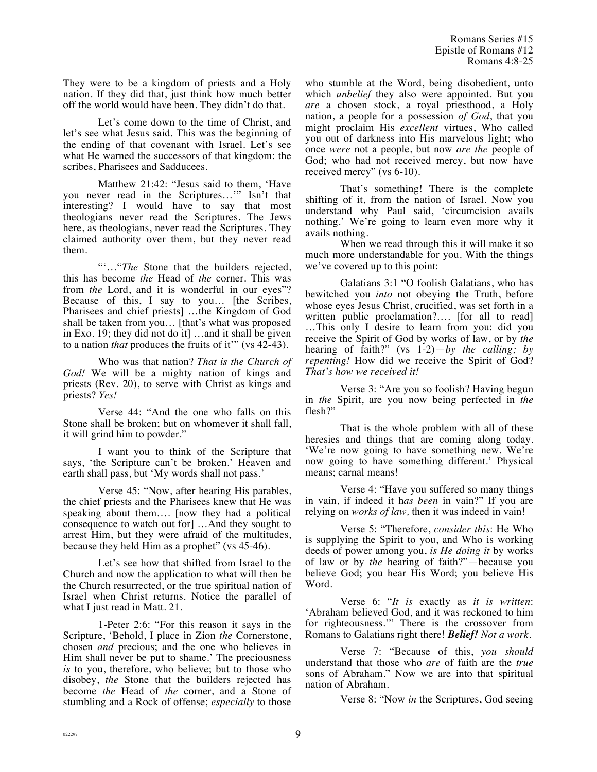They were to be a kingdom of priests and a Holy nation. If they did that, just think how much better off the world would have been. They didn't do that.

Let's come down to the time of Christ, and let's see what Jesus said. This was the beginning of the ending of that covenant with Israel. Let's see what He warned the successors of that kingdom: the scribes, Pharisees and Sadducees.

Matthew 21:42: "Jesus said to them, 'Have you never read in the Scriptures…'" Isn't that interesting? I would have to say that most theologians never read the Scriptures. The Jews here, as theologians, never read the Scriptures. They claimed authority over them, but they never read them.

"'…"*The* Stone that the builders rejected, this has become *the* Head of *the* corner. This was from *the* Lord, and it is wonderful in our eyes"? Because of this, I say to you… [the Scribes, Pharisees and chief priests] …the Kingdom of God shall be taken from you… [that's what was proposed in Exo. 19; they did not do it] …and it shall be given to a nation *that* produces the fruits of it'" (vs 42-43).

Who was that nation? *That is the Church of God!* We will be a mighty nation of kings and priests (Rev. 20), to serve with Christ as kings and priests? *Yes!*

Verse 44: "And the one who falls on this Stone shall be broken; but on whomever it shall fall, it will grind him to powder."

I want you to think of the Scripture that says, 'the Scripture can't be broken.' Heaven and earth shall pass, but 'My words shall not pass.'

Verse 45: "Now, after hearing His parables, the chief priests and the Pharisees knew that He was speaking about them…. [now they had a political consequence to watch out for] …And they sought to arrest Him, but they were afraid of the multitudes, because they held Him as a prophet" (vs 45-46).

Let's see how that shifted from Israel to the Church and now the application to what will then be the Church resurrected, or the true spiritual nation of Israel when Christ returns. Notice the parallel of what I just read in Matt. 21.

1-Peter 2:6: "For this reason it says in the Scripture, 'Behold, I place in Zion *the* Cornerstone, chosen *and* precious; and the one who believes in Him shall never be put to shame.' The preciousness *is* to you, therefore, who believe; but to those who disobey, *the* Stone that the builders rejected has become *the* Head of *the* corner, and a Stone of stumbling and a Rock of offense; *especially* to those who stumble at the Word, being disobedient, unto which *unbelief* they also were appointed. But you *are* a chosen stock, a royal priesthood, a Holy nation, a people for a possession *of God*, that you might proclaim His *excellent* virtues, Who called you out of darkness into His marvelous light; who once *were* not a people, but now *are the* people of God; who had not received mercy, but now have received mercy" (vs 6-10).

That's something! There is the complete shifting of it, from the nation of Israel. Now you understand why Paul said, 'circumcision avails nothing.' We're going to learn even more why it avails nothing.

When we read through this it will make it so much more understandable for you. With the things we've covered up to this point:

Galatians 3:1 "O foolish Galatians, who has bewitched you *into* not obeying the Truth, before whose eyes Jesus Christ, crucified, was set forth in a written public proclamation?…. [for all to read] …This only I desire to learn from you: did you receive the Spirit of God by works of law, or by *the* hearing of faith?" (vs 1-2)—*by the calling; by repenting!* How did we receive the Spirit of God? *That's how we received it!*

Verse 3: "Are you so foolish? Having begun in *the* Spirit, are you now being perfected in *the* flesh?"

That is the whole problem with all of these heresies and things that are coming along today. 'We're now going to have something new. We're now going to have something different.' Physical means; carnal means!

Verse 4: "Have you suffered so many things in vain, if indeed it h*as been* in vain?" If you are relying on *works of law,* then it was indeed in vain!

Verse 5: "Therefore, *consider this*: He Who is supplying the Spirit to you, and Who is working deeds of power among you, *is He doing it* by works of law or by *the* hearing of faith?"—because you believe God; you hear His Word; you believe His Word.

Verse 6: "*It is* exactly as *it is written*: 'Abraham believed God, and it was reckoned to him for righteousness.'" There is the crossover from Romans to Galatians right there! ***Belief!*** *Not a work.*

Verse 7: "Because of this, *you should* understand that those who *are* of faith are the *true* sons of Abraham." Now we are into that spiritual nation of Abraham.

Verse 8: "Now *in* the Scriptures, God seeing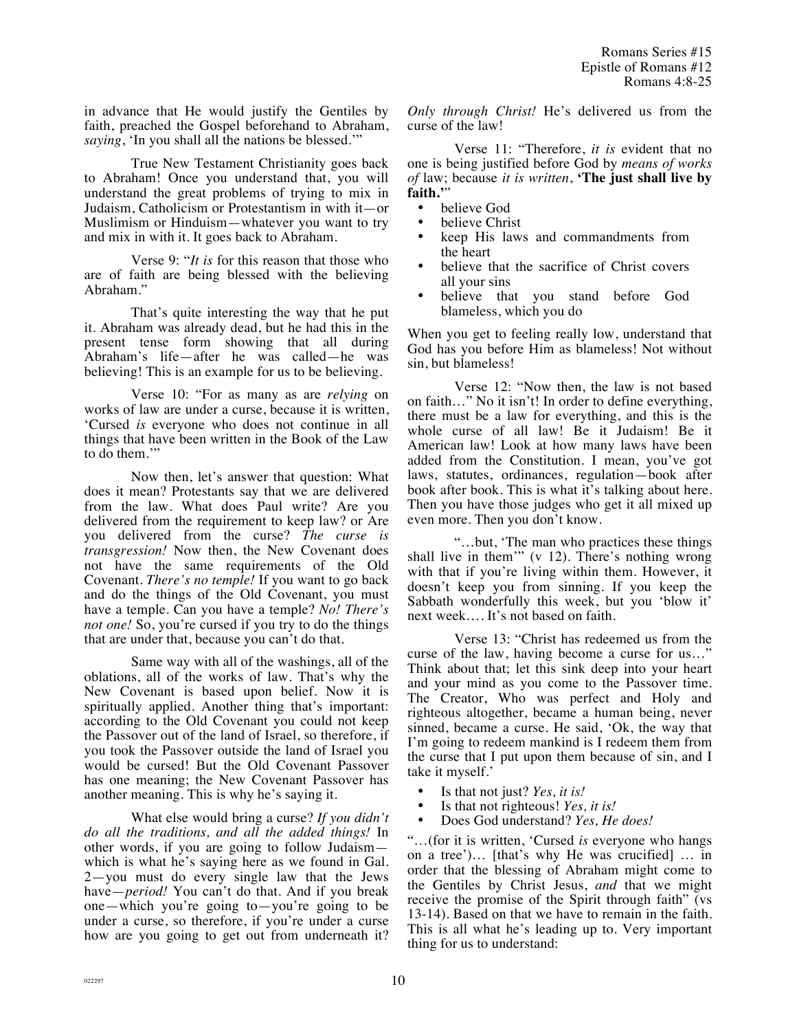in advance that He would justify the Gentiles by faith, preached the Gospel beforehand to Abraham, *saying*, 'In you shall all the nations be blessed.'"

True New Testament Christianity goes back to Abraham! Once you understand that, you will understand the great problems of trying to mix in Judaism, Catholicism or Protestantism in with it—or Muslimism or Hinduism—whatever you want to try and mix in with it. It goes back to Abraham.

Verse 9: "*It is* for this reason that those who are of faith are being blessed with the believing Abraham."

That's quite interesting the way that he put it. Abraham was already dead, but he had this in the present tense form showing that all during Abraham's life—after he was called—he was believing! This is an example for us to be believing.

Verse 10: "For as many as are *relying* on works of law are under a curse, because it is written, 'Cursed *is* everyone who does not continue in all things that have been written in the Book of the Law to do them.'"

Now then, let's answer that question: What does it mean? Protestants say that we are delivered from the law. What does Paul write? Are you delivered from the requirement to keep law? or Are you delivered from the curse? *The curse is transgression!* Now then, the New Covenant does not have the same requirements of the Old Covenant. *There's no temple!* If you want to go back and do the things of the Old Covenant, you must have a temple. Can you have a temple? *No! There's not one!* So, you're cursed if you try to do the things that are under that, because you can't do that.

Same way with all of the washings, all of the oblations, all of the works of law. That's why the New Covenant is based upon belief. Now it is spiritually applied. Another thing that's important: according to the Old Covenant you could not keep the Passover out of the land of Israel, so therefore, if you took the Passover outside the land of Israel you would be cursed! But the Old Covenant Passover has one meaning; the New Covenant Passover has another meaning. This is why he's saying it.

What else would bring a curse? *If you didn't do all the traditions, and all the added things!* In other words, if you are going to follow Judaism—which is what he's saying here as we found in Gal. 2—you must do every single law that the Jews have—*period!* You can't do that. And if you break one—which you're going to—you're going to be under a curse, so therefore, if you're under a curse how are you going to get out from underneath it? *Only through Christ!* He's delivered us from the curse of the law!

Verse 11: "Therefore, *it is* evident that no one is being justified before God by *means of works of* law; because *it is written*, **'The just shall live by faith.'**"

- believe God
- believe Christ
- keep His laws and commandments from the heart
- believe that the sacrifice of Christ covers all your sins
- believe that you stand before God blameless, which you do

When you get to feeling really low, understand that God has you before Him as blameless! Not without sin, but blameless!

Verse 12: "Now then, the law is not based on faith…" No it isn't! In order to define everything, there must be a law for everything, and this is the whole curse of all law! Be it Judaism! Be it American law! Look at how many laws have been added from the Constitution. I mean, you've got laws, statutes, ordinances, regulation—book after book after book. This is what it's talking about here. Then you have those judges who get it all mixed up even more. Then you don't know.

"…but, 'The man who practices these things shall live in them'" (v 12). There's nothing wrong with that if you're living within them. However, it doesn't keep you from sinning. If you keep the Sabbath wonderfully this week, but you 'blow it' next week…. It's not based on faith.

Verse 13: "Christ has redeemed us from the curse of the law, having become a curse for us…" Think about that; let this sink deep into your heart and your mind as you come to the Passover time. The Creator, Who was perfect and Holy and righteous altogether, became a human being, never sinned, became a curse. He said, 'Ok, the way that I'm going to redeem mankind is I redeem them from the curse that I put upon them because of sin, and I take it myself.'

- Is that not just? *Yes, it is!*
- Is that not righteous! *Yes, it is!*
- Does God understand? *Yes, He does!*

"…(for it is written, 'Cursed *is* everyone who hangs on a tree')… [that's why He was crucified] … in order that the blessing of Abraham might come to the Gentiles by Christ Jesus, *and* that we might receive the promise of the Spirit through faith" (vs 13-14). Based on that we have to remain in the faith. This is all what he's leading up to. Very important thing for us to understand: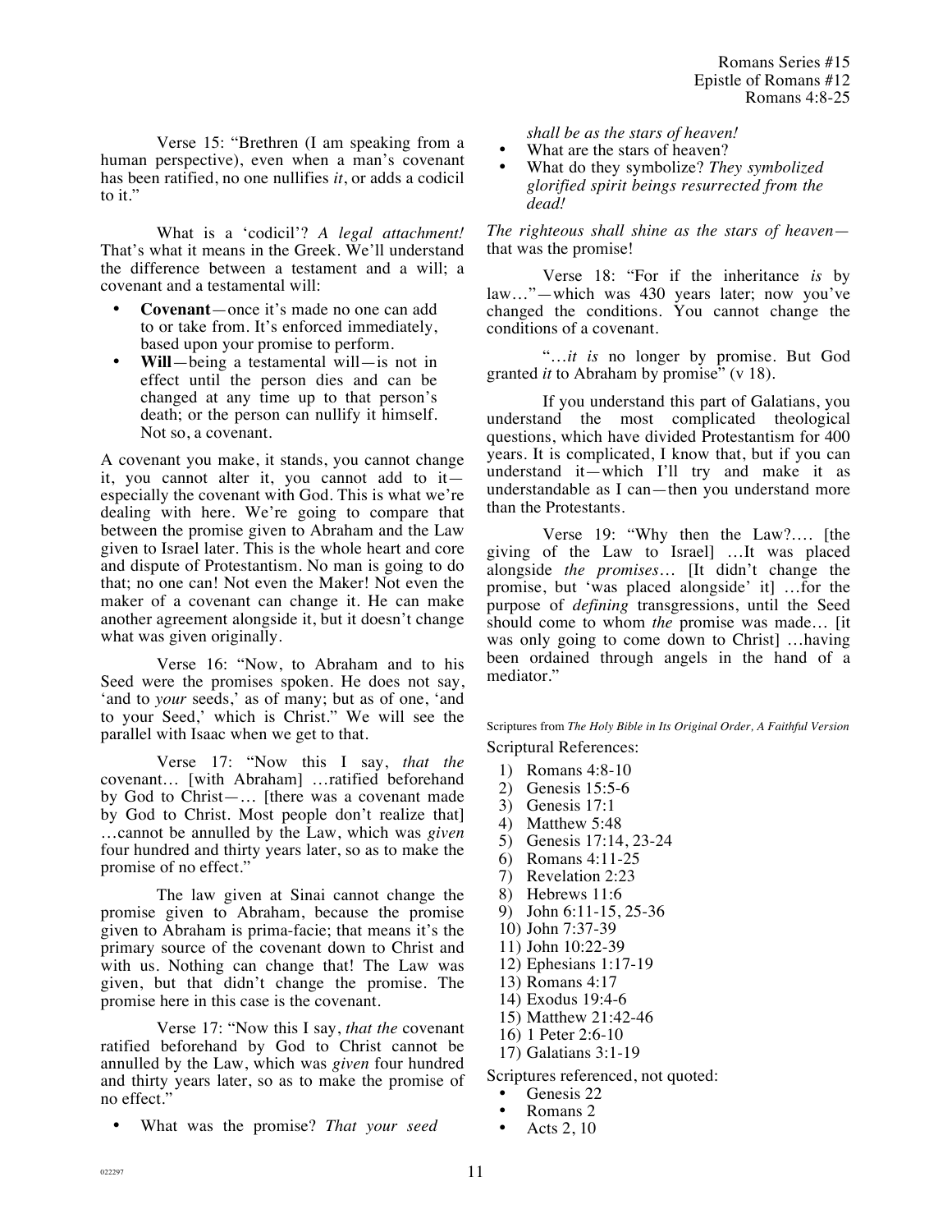Verse 15: "Brethren (I am speaking from a human perspective), even when a man's covenant has been ratified, no one nullifies *it*, or adds a codicil to it."

What is a 'codicil'? *A legal attachment!* That's what it means in the Greek. We'll understand the difference between a testament and a will; a covenant and a testamental will:

- **Covenant**—once it's made no one can add to or take from. It's enforced immediately, based upon your promise to perform.
- **Will**—being a testamental will—is not in effect until the person dies and can be changed at any time up to that person's death; or the person can nullify it himself. Not so, a covenant.

A covenant you make, it stands, you cannot change it, you cannot alter it, you cannot add to it—especially the covenant with God. This is what we're dealing with here. We're going to compare that between the promise given to Abraham and the Law given to Israel later. This is the whole heart and core and dispute of Protestantism. No man is going to do that; no one can! Not even the Maker! Not even the maker of a covenant can change it. He can make another agreement alongside it, but it doesn't change what was given originally.

Verse 16: "Now, to Abraham and to his Seed were the promises spoken. He does not say, 'and to *your* seeds,' as of many; but as of one, 'and to your Seed,' which is Christ." We will see the parallel with Isaac when we get to that.

Verse 17: "Now this I say, *that the* covenant… [with Abraham] …ratified beforehand by God to Christ—… [there was a covenant made by God to Christ. Most people don't realize that] …cannot be annulled by the Law, which was *given* four hundred and thirty years later, so as to make the promise of no effect."

The law given at Sinai cannot change the promise given to Abraham, because the promise given to Abraham is prima-facie; that means it's the primary source of the covenant down to Christ and with us. Nothing can change that! The Law was given, but that didn't change the promise. The promise here in this case is the covenant.

Verse 17: "Now this I say, *that the* covenant ratified beforehand by God to Christ cannot be annulled by the Law, which was *given* four hundred and thirty years later, so as to make the promise of no effect."

- What was the promise? *That your seed shall be as the stars of heaven!*
- What are the stars of heaven?
- What do they symbolize? *They symbolized glorified spirit beings resurrected from the dead!*

*The righteous shall shine as the stars of heaven*—that was the promise!

Verse 18: "For if the inheritance *is* by law…"—which was 430 years later; now you've changed the conditions. You cannot change the conditions of a covenant.

"…*it is* no longer by promise. But God granted *it* to Abraham by promise" (v 18).

If you understand this part of Galatians, you understand the most complicated theological questions, which have divided Protestantism for 400 years. It is complicated, I know that, but if you can understand it—which I'll try and make it as understandable as I can—then you understand more than the Protestants.

Verse 19: "Why then the Law?…. [the giving of the Law to Israel] …It was placed alongside *the promises*… [It didn't change the promise, but 'was placed alongside' it] …for the purpose of *defining* transgressions, until the Seed should come to whom *the* promise was made… [it was only going to come down to Christ] …having been ordained through angels in the hand of a mediator."

Scriptures from *The Holy Bible in Its Original Order, A Faithful Version*

Scriptural References:

1) Romans 4:8-10
2) Genesis 15:5-6
3) Genesis 17:1
4) Matthew 5:48
5) Genesis 17:14, 23-24
6) Romans 4:11-25
7) Revelation 2:23
8) Hebrews 11:6
9) John 6:11-15, 25-36
10) John 7:37-39
11) John 10:22-39
12) Ephesians 1:17-19
13) Romans 4:17
14) Exodus 19:4-6
15) Matthew 21:42-46
16) 1 Peter 2:6-10
17) Galatians 3:1-19

Scriptures referenced, not quoted:

- Genesis 22
- Romans 2
- Acts 2, 10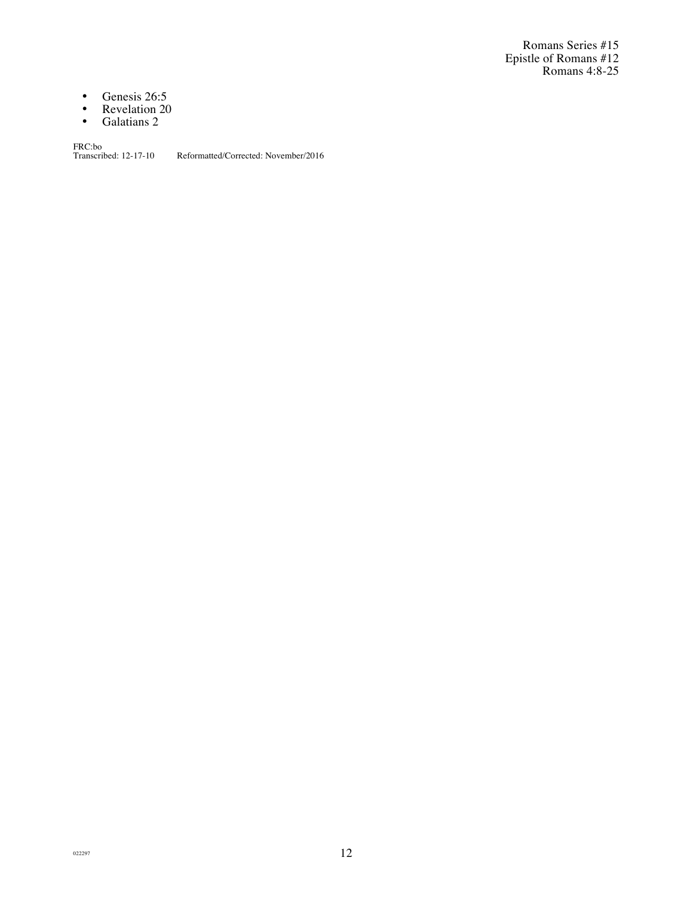- Genesis 26:5
- Revelation 20
- Galatians 2

FRC:bo
Transcribed: 12-17-10 Reformatted/Corrected: November/2016